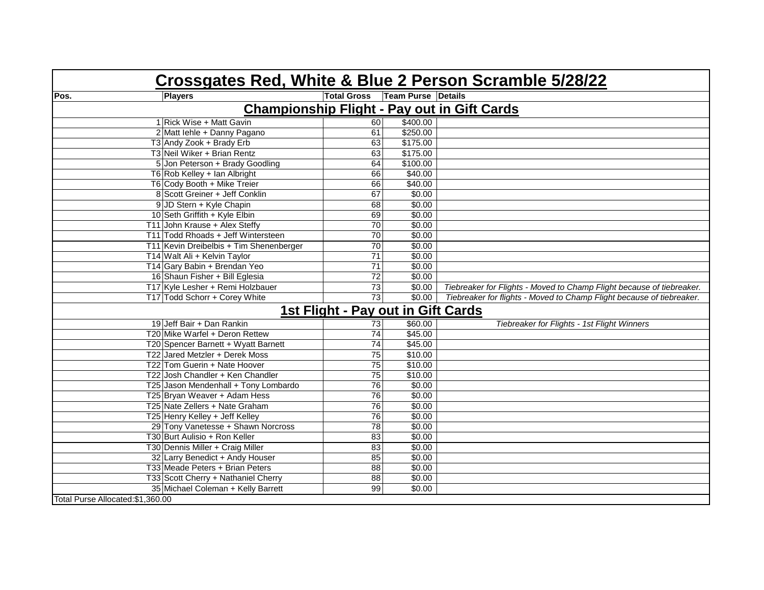# Crossgates Red, White & Blue 2 Person Scramble 5/28/22

| Pos. | Players | Total Gross | Team Purse | Details |
|---|---|---|---|---|
| **Championship Flight - Pay out in Gift Cards** | | | | |
| 1 | Rick Wise + Matt Gavin | 60 | $400.00 | |
| 2 | Matt Iehle + Danny Pagano | 61 | $250.00 | |
| T3 | Andy Zook + Brady Erb | 63 | $175.00 | |
| T3 | Neil Wiker + Brian Rentz | 63 | $175.00 | |
| 5 | Jon Peterson + Brady Goodling | 64 | $100.00 | |
| T6 | Rob Kelley + Ian Albright | 66 | $40.00 | |
| T6 | Cody Booth + Mike Treier | 66 | $40.00 | |
| 8 | Scott Greiner + Jeff Conklin | 67 | $0.00 | |
| 9 | JD Stern + Kyle Chapin | 68 | $0.00 | |
| 10 | Seth Griffith + Kyle Elbin | 69 | $0.00 | |
| T11 | John Krause + Alex Steffy | 70 | $0.00 | |
| T11 | Todd Rhoads + Jeff Wintersteen | 70 | $0.00 | |
| T11 | Kevin Dreibelbis + Tim Shenenberger | 70 | $0.00 | |
| T14 | Walt Ali + Kelvin Taylor | 71 | $0.00 | |
| T14 | Gary Babin + Brendan Yeo | 71 | $0.00 | |
| 16 | Shaun Fisher + Bill Eglesia | 72 | $0.00 | |
| T17 | Kyle Lesher + Remi Holzbauer | 73 | $0.00 | *Tiebreaker for Flights - Moved to Champ Flight because of tiebreaker.* |
| T17 | Todd Schorr + Corey White | 73 | $0.00 | *Tiebreaker for flights - Moved to Champ Flight because of tiebreaker.* |
| **1st Flight - Pay out in Gift Cards** | | | | |
| 19 | Jeff Bair + Dan Rankin | 73 | $60.00 | *Tiebreaker for Flights - 1st Flight Winners* |
| T20 | Mike Warfel + Deron Rettew | 74 | $45.00 | |
| T20 | Spencer Barnett + Wyatt Barnett | 74 | $45.00 | |
| T22 | Jared Metzler + Derek Moss | 75 | $10.00 | |
| T22 | Tom Guerin + Nate Hoover | 75 | $10.00 | |
| T22 | Josh Chandler + Ken Chandler | 75 | $10.00 | |
| T25 | Jason Mendenhall + Tony Lombardo | 76 | $0.00 | |
| T25 | Bryan Weaver + Adam Hess | 76 | $0.00 | |
| T25 | Nate Zellers + Nate Graham | 76 | $0.00 | |
| T25 | Henry Kelley + Jeff Kelley | 76 | $0.00 | |
| 29 | Tony Vanetesse + Shawn Norcross | 78 | $0.00 | |
| T30 | Burt Aulisio + Ron Keller | 83 | $0.00 | |
| T30 | Dennis Miller + Craig Miller | 83 | $0.00 | |
| 32 | Larry Benedict + Andy Houser | 85 | $0.00 | |
| T33 | Meade Peters + Brian Peters | 88 | $0.00 | |
| T33 | Scott Cherry + Nathaniel Cherry | 88 | $0.00 | |
| 35 | Michael Coleman + Kelly Barrett | 99 | $0.00 | |

Total Purse Allocated:$1,360.00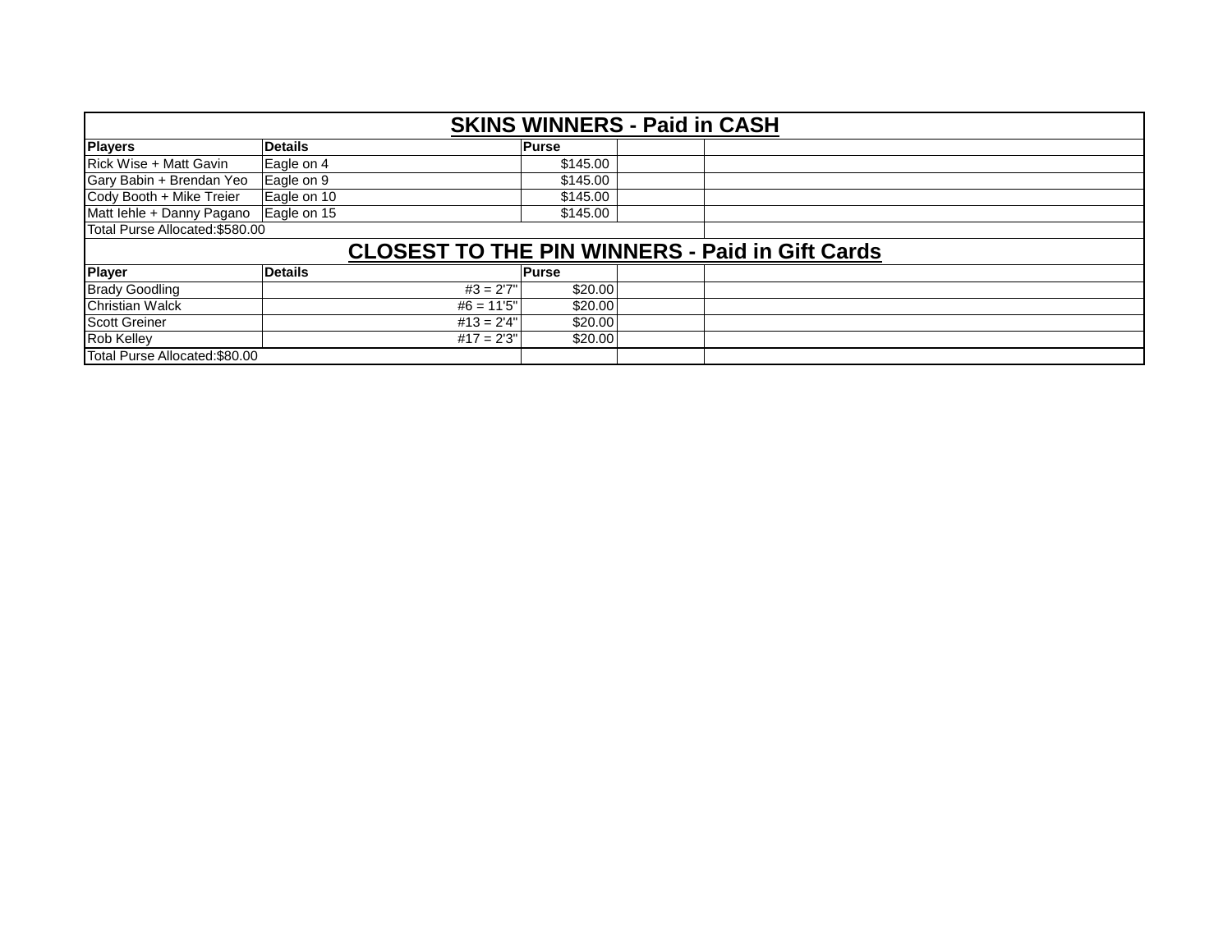## SKINS WINNERS - Paid in CASH

| Players | Details | Purse | | |
|---|---|---|---|---|
| Rick Wise + Matt Gavin | Eagle on 4 | $145.00 | | |
| Gary Babin + Brendan Yeo | Eagle on 9 | $145.00 | | |
| Cody Booth + Mike Treier | Eagle on 10 | $145.00 | | |
| Matt Iehle + Danny Pagano | Eagle on 15 | $145.00 | | |
| Total Purse Allocated:$580.00 | | | | |

## CLOSEST TO THE PIN WINNERS - Paid in Gift Cards

| Player | Details | Purse | | |
|---|---|---|---|---|
| Brady Goodling | #3 = 2'7" | $20.00 | | |
| Christian Walck | #6 = 11'5" | $20.00 | | |
| Scott Greiner | #13 = 2'4" | $20.00 | | |
| Rob Kelley | #17 = 2'3" | $20.00 | | |
| Total Purse Allocated:$80.00 | | | | |